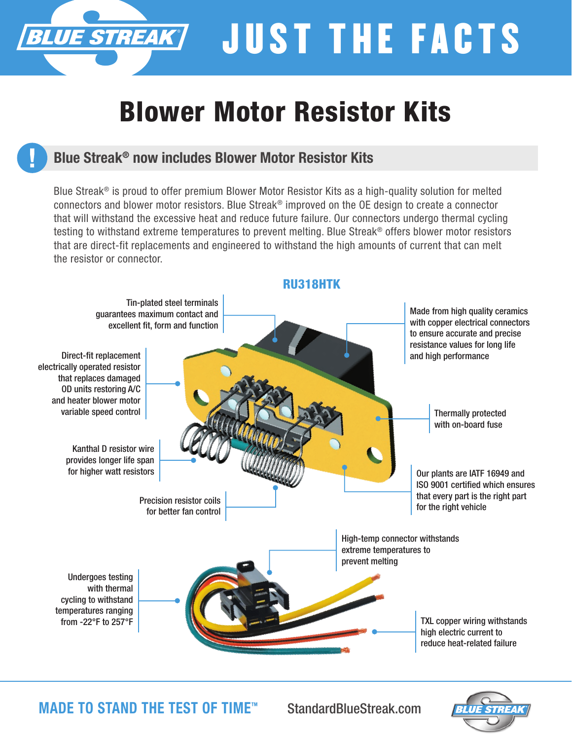# JUST THE FACTS

# Blower Motor Resistor Kits

## Blue Streak® now includes Blower Motor Resistor Kits

Blue Streak® is proud to offer premium Blower Motor Resistor Kits as a high-quality solution for melted connectors and blower motor resistors. Blue Streak® improved on the OE design to create a connector that will withstand the excessive heat and reduce future failure. Our connectors undergo thermal cycling testing to withstand extreme temperatures to prevent melting. Blue Streak® offers blower motor resistors that are direct-fit replacements and engineered to withstand the high amounts of current that can melt the resistor or connector.

### RU318HTK

- Tin-plated steel terminals guarantees maximum contact and excellent fit, form and function
- Made from high quality ceramics with copper electrical connectors to ensure accurate and precise resistance values for long life and high performance
- Direct-fit replacement electrically operated resistor that replaces damaged OD units restoring A/C and heater blower motor variable speed control
- Thermally protected with on-board fuse
- Kanthal D resistor wire provides longer life span for higher watt resistors
- Our plants are IATF 16949 and ISO 9001 certified which ensures that every part is the right part for the right vehicle
- Precision resistor coils for better fan control
- High-temp connector withstands extreme temperatures to prevent melting
- Undergoes testing with thermal cycling to withstand temperatures ranging from -22°F to 257°F
- TXL copper wiring withstands high electric current to reduce heat-related failure

**MADE TO STAND THE TEST OF TIME™**

StandardBlueStreak.com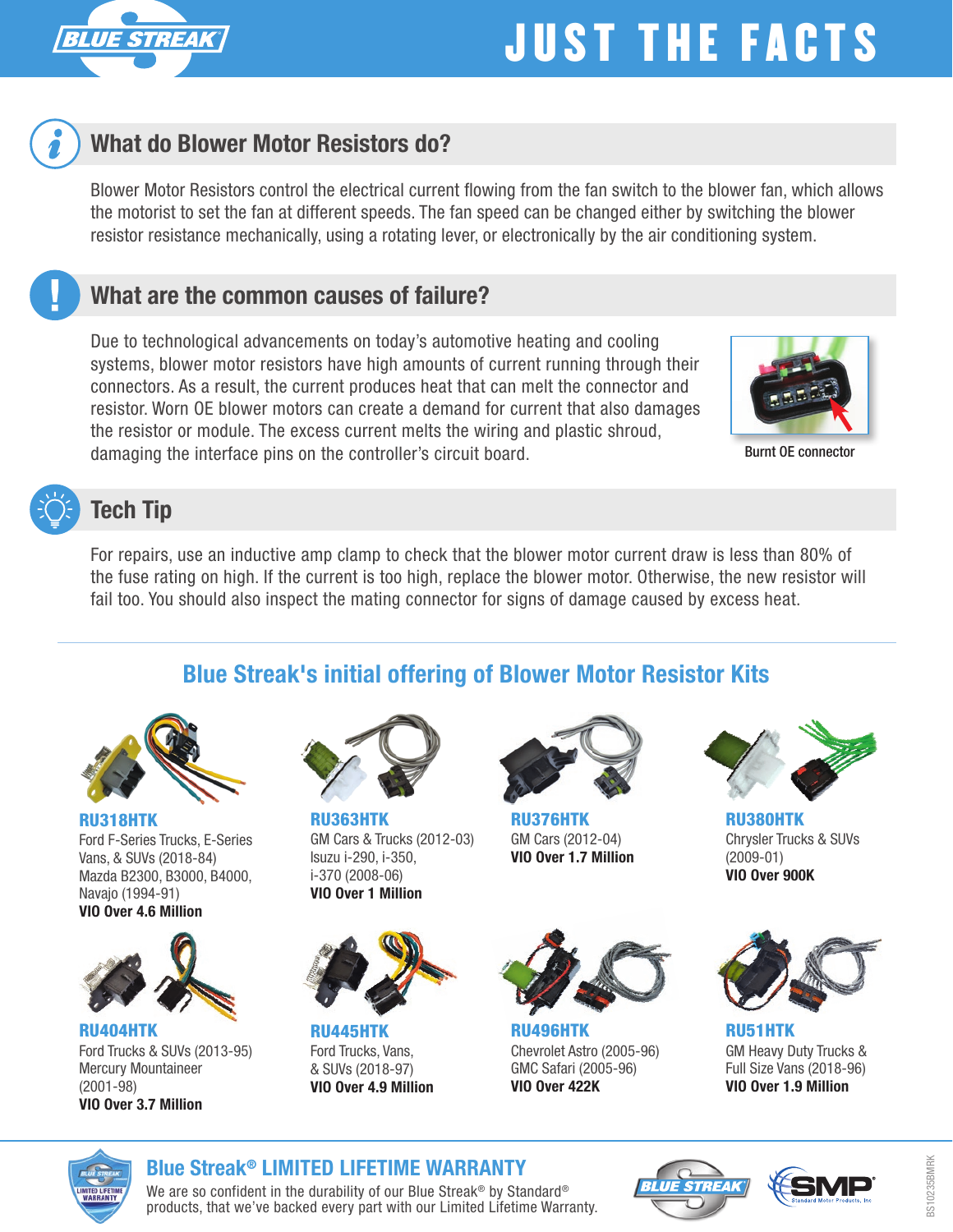# JUST THE FACTS

## What do Blower Motor Resistors do?

Blower Motor Resistors control the electrical current flowing from the fan switch to the blower fan, which allows the motorist to set the fan at different speeds. The fan speed can be changed either by switching the blower resistor resistance mechanically, using a rotating lever, or electronically by the air conditioning system.

## What are the common causes of failure?

Due to technological advancements on today's automotive heating and cooling systems, blower motor resistors have high amounts of current running through their connectors. As a result, the current produces heat that can melt the connector and resistor. Worn OE blower motors can create a demand for current that also damages the resistor or module. The excess current melts the wiring and plastic shroud, damaging the interface pins on the controller's circuit board.

Burnt OE connector

## Tech Tip

For repairs, use an inductive amp clamp to check that the blower motor current draw is less than 80% of the fuse rating on high. If the current is too high, replace the blower motor. Otherwise, the new resistor will fail too. You should also inspect the mating connector for signs of damage caused by excess heat.

## Blue Streak's initial offering of Blower Motor Resistor Kits

**RU318HTK**
Ford F-Series Trucks, E-Series Vans, & SUVs (2018-84)
Mazda B2300, B3000, B4000, Navajo (1994-91)
**VIO Over 4.6 Million**

**RU363HTK**
GM Cars & Trucks (2012-03)
Isuzu i-290, i-350, i-370 (2008-06)
**VIO Over 1 Million**

**RU376HTK**
GM Cars (2012-04)
**VIO Over 1.7 Million**

**RU380HTK**
Chrysler Trucks & SUVs (2009-01)
**VIO Over 900K**

**RU404HTK**
Ford Trucks & SUVs (2013-95)
Mercury Mountaineer (2001-98)
**VIO Over 3.7 Million**

**RU445HTK**
Ford Trucks, Vans, & SUVs (2018-97)
**VIO Over 4.9 Million**

**RU496HTK**
Chevrolet Astro (2005-96)
GMC Safari (2005-96)
**VIO Over 422K**

**RU51HTK**
GM Heavy Duty Trucks & Full Size Vans (2018-96)
**VIO Over 1.9 Million**

## Blue Streak® LIMITED LIFETIME WARRANTY

We are so confident in the durability of our Blue Streak® by Standard® products, that we've backed every part with our Limited Lifetime Warranty.

BS10235BMRK